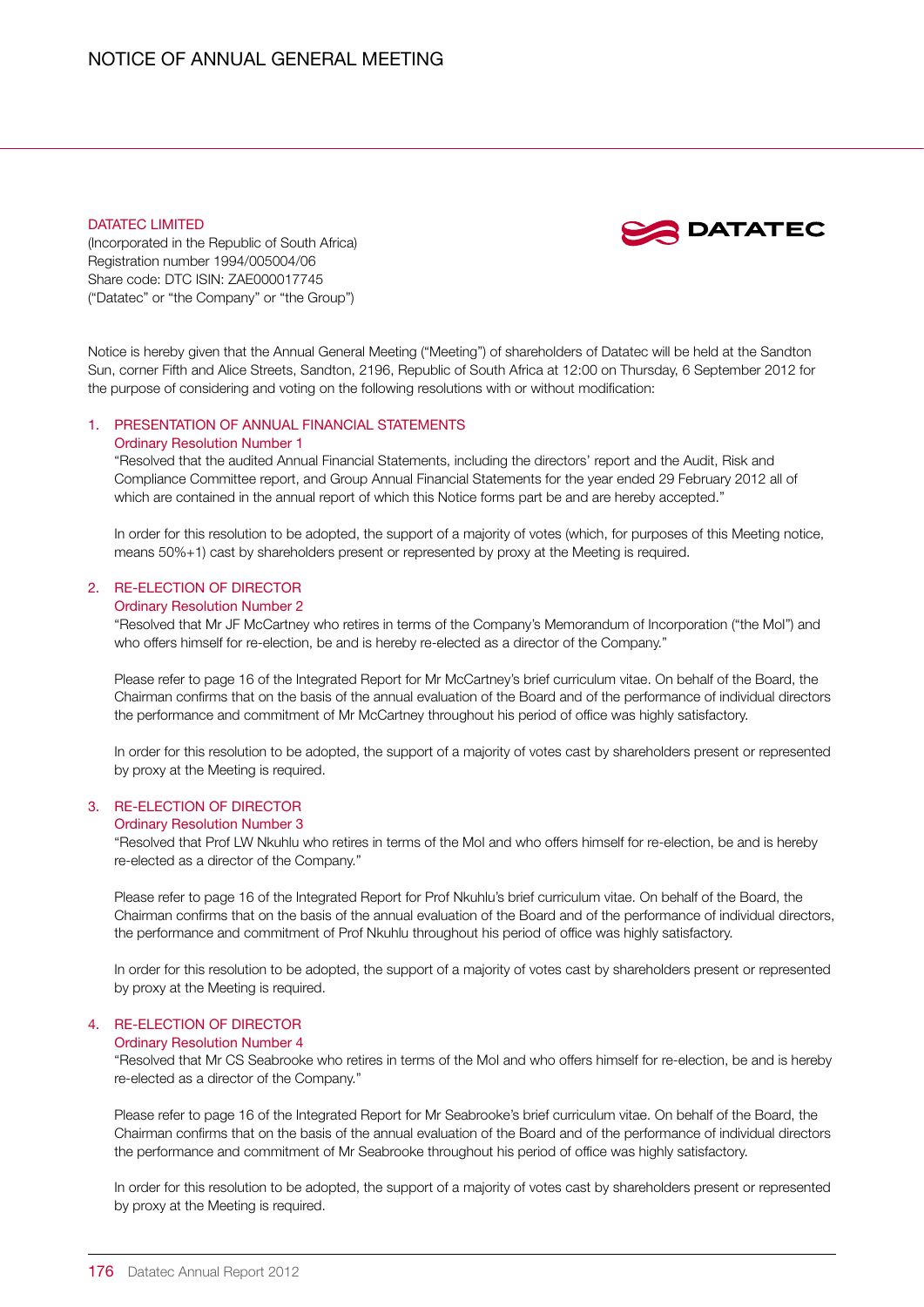# NOTICE OF ANNUAL GENERAL MEETING

**DATATEC LIMITED**
(Incorporated in the Republic of South Africa)
Registration number 1994/005004/06
Share code: DTC ISIN: ZAE000017745
("Datatec" or "the Company" or "the Group")

Notice is hereby given that the Annual General Meeting ("Meeting") of shareholders of Datatec will be held at the Sandton Sun, corner Fifth and Alice Streets, Sandton, 2196, Republic of South Africa at 12:00 on Thursday, 6 September 2012 for the purpose of considering and voting on the following resolutions with or without modification:

## 1. PRESENTATION OF ANNUAL FINANCIAL STATEMENTS

### Ordinary Resolution Number 1

"Resolved that the audited Annual Financial Statements, including the directors' report and the Audit, Risk and Compliance Committee report, and Group Annual Financial Statements for the year ended 29 February 2012 all of which are contained in the annual report of which this Notice forms part be and are hereby accepted."

In order for this resolution to be adopted, the support of a majority of votes (which, for purposes of this Meeting notice, means 50%+1) cast by shareholders present or represented by proxy at the Meeting is required.

## 2. RE-ELECTION OF DIRECTOR

### Ordinary Resolution Number 2

"Resolved that Mr JF McCartney who retires in terms of the Company's Memorandum of Incorporation ("the MoI") and who offers himself for re-election, be and is hereby re-elected as a director of the Company."

Please refer to page 16 of the Integrated Report for Mr McCartney's brief curriculum vitae. On behalf of the Board, the Chairman confirms that on the basis of the annual evaluation of the Board and of the performance of individual directors the performance and commitment of Mr McCartney throughout his period of office was highly satisfactory.

In order for this resolution to be adopted, the support of a majority of votes cast by shareholders present or represented by proxy at the Meeting is required.

## 3. RE-ELECTION OF DIRECTOR

### Ordinary Resolution Number 3

"Resolved that Prof LW Nkuhlu who retires in terms of the MoI and who offers himself for re-election, be and is hereby re-elected as a director of the Company."

Please refer to page 16 of the Integrated Report for Prof Nkuhlu's brief curriculum vitae. On behalf of the Board, the Chairman confirms that on the basis of the annual evaluation of the Board and of the performance of individual directors, the performance and commitment of Prof Nkuhlu throughout his period of office was highly satisfactory.

In order for this resolution to be adopted, the support of a majority of votes cast by shareholders present or represented by proxy at the Meeting is required.

## 4. RE-ELECTION OF DIRECTOR

### Ordinary Resolution Number 4

"Resolved that Mr CS Seabrooke who retires in terms of the MoI and who offers himself for re-election, be and is hereby re-elected as a director of the Company."

Please refer to page 16 of the Integrated Report for Mr Seabrooke's brief curriculum vitae. On behalf of the Board, the Chairman confirms that on the basis of the annual evaluation of the Board and of the performance of individual directors the performance and commitment of Mr Seabrooke throughout his period of office was highly satisfactory.

In order for this resolution to be adopted, the support of a majority of votes cast by shareholders present or represented by proxy at the Meeting is required.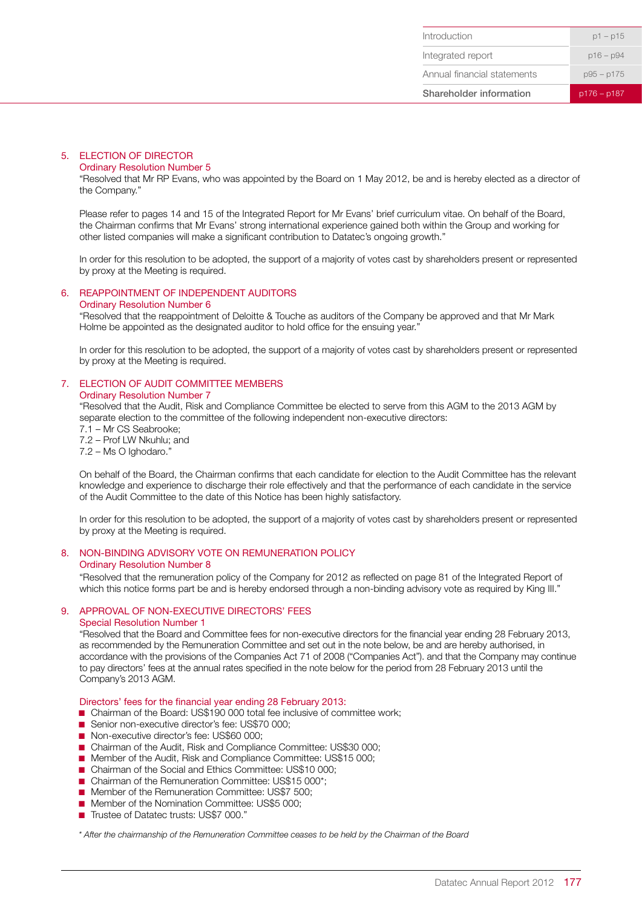5. **ELECTION OF DIRECTOR**
   **Ordinary Resolution Number 5**
   "Resolved that Mr RP Evans, who was appointed by the Board on 1 May 2012, be and is hereby elected as a director of the Company."

   Please refer to pages 14 and 15 of the Integrated Report for Mr Evans' brief curriculum vitae. On behalf of the Board, the Chairman confirms that Mr Evans' strong international experience gained both within the Group and working for other listed companies will make a significant contribution to Datatec's ongoing growth."

   In order for this resolution to be adopted, the support of a majority of votes cast by shareholders present or represented by proxy at the Meeting is required.

6. **REAPPOINTMENT OF INDEPENDENT AUDITORS**
   **Ordinary Resolution Number 6**
   "Resolved that the reappointment of Deloitte & Touche as auditors of the Company be approved and that Mr Mark Holme be appointed as the designated auditor to hold office for the ensuing year."

   In order for this resolution to be adopted, the support of a majority of votes cast by shareholders present or represented by proxy at the Meeting is required.

7. **ELECTION OF AUDIT COMMITTEE MEMBERS**
   **Ordinary Resolution Number 7**
   "Resolved that the Audit, Risk and Compliance Committee be elected to serve from this AGM to the 2013 AGM by separate election to the committee of the following independent non-executive directors:
   7.1 – Mr CS Seabrooke;
   7.2 – Prof LW Nkuhlu; and
   7.2 – Ms O Ighodaro."

   On behalf of the Board, the Chairman confirms that each candidate for election to the Audit Committee has the relevant knowledge and experience to discharge their role effectively and that the performance of each candidate in the service of the Audit Committee to the date of this Notice has been highly satisfactory.

   In order for this resolution to be adopted, the support of a majority of votes cast by shareholders present or represented by proxy at the Meeting is required.

8. **NON-BINDING ADVISORY VOTE ON REMUNERATION POLICY**
   **Ordinary Resolution Number 8**
   "Resolved that the remuneration policy of the Company for 2012 as reflected on page 81 of the Integrated Report of which this notice forms part be and is hereby endorsed through a non-binding advisory vote as required by King III."

9. **APPROVAL OF NON-EXECUTIVE DIRECTORS' FEES**
   **Special Resolution Number 1**
   "Resolved that the Board and Committee fees for non-executive directors for the financial year ending 28 February 2013, as recommended by the Remuneration Committee and set out in the note below, be and are hereby authorised, in accordance with the provisions of the Companies Act 71 of 2008 ("Companies Act"). and that the Company may continue to pay directors' fees at the annual rates specified in the note below for the period from 28 February 2013 until the Company's 2013 AGM.

   **Directors' fees for the financial year ending 28 February 2013:**

   - Chairman of the Board: US$190 000 total fee inclusive of committee work;
   - Senior non-executive director's fee: US$70 000;
   - Non-executive director's fee: US$60 000;
   - Chairman of the Audit, Risk and Compliance Committee: US$30 000;
   - Member of the Audit, Risk and Compliance Committee: US$15 000;
   - Chairman of the Social and Ethics Committee: US$10 000;
   - Chairman of the Remuneration Committee: US$15 000*;
   - Member of the Remuneration Committee: US$7 500;
   - Member of the Nomination Committee: US$5 000;
   - Trustee of Datatec trusts: US$7 000."

   *\* After the chairmanship of the Remuneration Committee ceases to be held by the Chairman of the Board*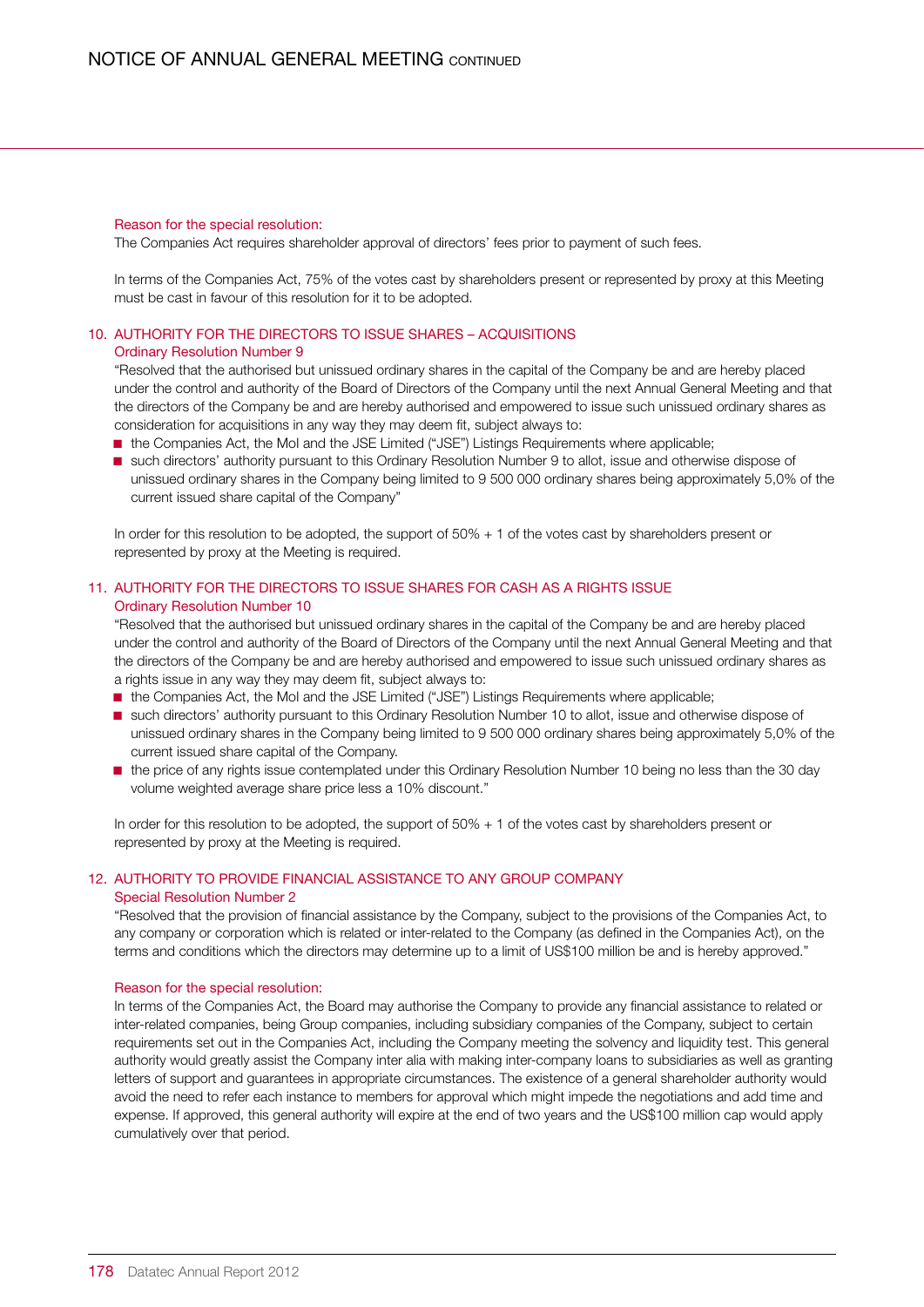Reason for the special resolution:

The Companies Act requires shareholder approval of directors' fees prior to payment of such fees.

In terms of the Companies Act, 75% of the votes cast by shareholders present or represented by proxy at this Meeting must be cast in favour of this resolution for it to be adopted.

## 10. AUTHORITY FOR THE DIRECTORS TO ISSUE SHARES – ACQUISITIONS

Ordinary Resolution Number 9

"Resolved that the authorised but unissued ordinary shares in the capital of the Company be and are hereby placed under the control and authority of the Board of Directors of the Company until the next Annual General Meeting and that the directors of the Company be and are hereby authorised and empowered to issue such unissued ordinary shares as consideration for acquisitions in any way they may deem fit, subject always to:

- the Companies Act, the MoI and the JSE Limited ("JSE") Listings Requirements where applicable;
- such directors' authority pursuant to this Ordinary Resolution Number 9 to allot, issue and otherwise dispose of unissued ordinary shares in the Company being limited to 9 500 000 ordinary shares being approximately 5,0% of the current issued share capital of the Company"

In order for this resolution to be adopted, the support of 50% + 1 of the votes cast by shareholders present or represented by proxy at the Meeting is required.

## 11. AUTHORITY FOR THE DIRECTORS TO ISSUE SHARES FOR CASH AS A RIGHTS ISSUE

Ordinary Resolution Number 10

"Resolved that the authorised but unissued ordinary shares in the capital of the Company be and are hereby placed under the control and authority of the Board of Directors of the Company until the next Annual General Meeting and that the directors of the Company be and are hereby authorised and empowered to issue such unissued ordinary shares as a rights issue in any way they may deem fit, subject always to:

- the Companies Act, the MoI and the JSE Limited ("JSE") Listings Requirements where applicable;
- such directors' authority pursuant to this Ordinary Resolution Number 10 to allot, issue and otherwise dispose of unissued ordinary shares in the Company being limited to 9 500 000 ordinary shares being approximately 5,0% of the current issued share capital of the Company.
- the price of any rights issue contemplated under this Ordinary Resolution Number 10 being no less than the 30 day volume weighted average share price less a 10% discount."

In order for this resolution to be adopted, the support of 50% + 1 of the votes cast by shareholders present or represented by proxy at the Meeting is required.

## 12. AUTHORITY TO PROVIDE FINANCIAL ASSISTANCE TO ANY GROUP COMPANY

Special Resolution Number 2

"Resolved that the provision of financial assistance by the Company, subject to the provisions of the Companies Act, to any company or corporation which is related or inter-related to the Company (as defined in the Companies Act), on the terms and conditions which the directors may determine up to a limit of US$100 million be and is hereby approved."

Reason for the special resolution:

In terms of the Companies Act, the Board may authorise the Company to provide any financial assistance to related or inter-related companies, being Group companies, including subsidiary companies of the Company, subject to certain requirements set out in the Companies Act, including the Company meeting the solvency and liquidity test. This general authority would greatly assist the Company inter alia with making inter-company loans to subsidiaries as well as granting letters of support and guarantees in appropriate circumstances. The existence of a general shareholder authority would avoid the need to refer each instance to members for approval which might impede the negotiations and add time and expense. If approved, this general authority will expire at the end of two years and the US$100 million cap would apply cumulatively over that period.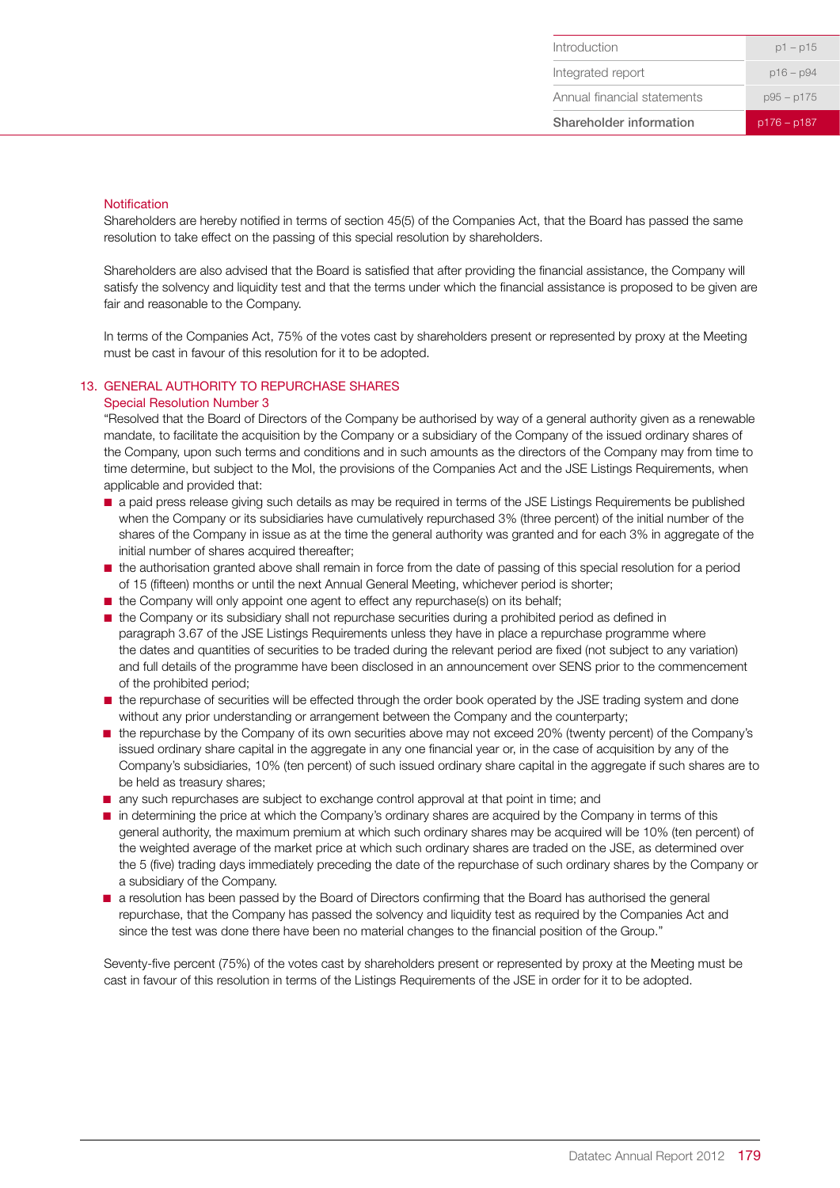### Notification

Shareholders are hereby notified in terms of section 45(5) of the Companies Act, that the Board has passed the same resolution to take effect on the passing of this special resolution by shareholders.

Shareholders are also advised that the Board is satisfied that after providing the financial assistance, the Company will satisfy the solvency and liquidity test and that the terms under which the financial assistance is proposed to be given are fair and reasonable to the Company.

In terms of the Companies Act, 75% of the votes cast by shareholders present or represented by proxy at the Meeting must be cast in favour of this resolution for it to be adopted.

## 13. GENERAL AUTHORITY TO REPURCHASE SHARES

### Special Resolution Number 3

"Resolved that the Board of Directors of the Company be authorised by way of a general authority given as a renewable mandate, to facilitate the acquisition by the Company or a subsidiary of the Company of the issued ordinary shares of the Company, upon such terms and conditions and in such amounts as the directors of the Company may from time to time determine, but subject to the MoI, the provisions of the Companies Act and the JSE Listings Requirements, when applicable and provided that:

- a paid press release giving such details as may be required in terms of the JSE Listings Requirements be published when the Company or its subsidiaries have cumulatively repurchased 3% (three percent) of the initial number of the shares of the Company in issue as at the time the general authority was granted and for each 3% in aggregate of the initial number of shares acquired thereafter;
- the authorisation granted above shall remain in force from the date of passing of this special resolution for a period of 15 (fifteen) months or until the next Annual General Meeting, whichever period is shorter;
- the Company will only appoint one agent to effect any repurchase(s) on its behalf;
- the Company or its subsidiary shall not repurchase securities during a prohibited period as defined in paragraph 3.67 of the JSE Listings Requirements unless they have in place a repurchase programme where the dates and quantities of securities to be traded during the relevant period are fixed (not subject to any variation) and full details of the programme have been disclosed in an announcement over SENS prior to the commencement of the prohibited period;
- the repurchase of securities will be effected through the order book operated by the JSE trading system and done without any prior understanding or arrangement between the Company and the counterparty;
- the repurchase by the Company of its own securities above may not exceed 20% (twenty percent) of the Company's issued ordinary share capital in the aggregate in any one financial year or, in the case of acquisition by any of the Company's subsidiaries, 10% (ten percent) of such issued ordinary share capital in the aggregate if such shares are to be held as treasury shares;
- any such repurchases are subject to exchange control approval at that point in time; and
- in determining the price at which the Company's ordinary shares are acquired by the Company in terms of this general authority, the maximum premium at which such ordinary shares may be acquired will be 10% (ten percent) of the weighted average of the market price at which such ordinary shares are traded on the JSE, as determined over the 5 (five) trading days immediately preceding the date of the repurchase of such ordinary shares by the Company or a subsidiary of the Company.
- a resolution has been passed by the Board of Directors confirming that the Board has authorised the general repurchase, that the Company has passed the solvency and liquidity test as required by the Companies Act and since the test was done there have been no material changes to the financial position of the Group."

Seventy-five percent (75%) of the votes cast by shareholders present or represented by proxy at the Meeting must be cast in favour of this resolution in terms of the Listings Requirements of the JSE in order for it to be adopted.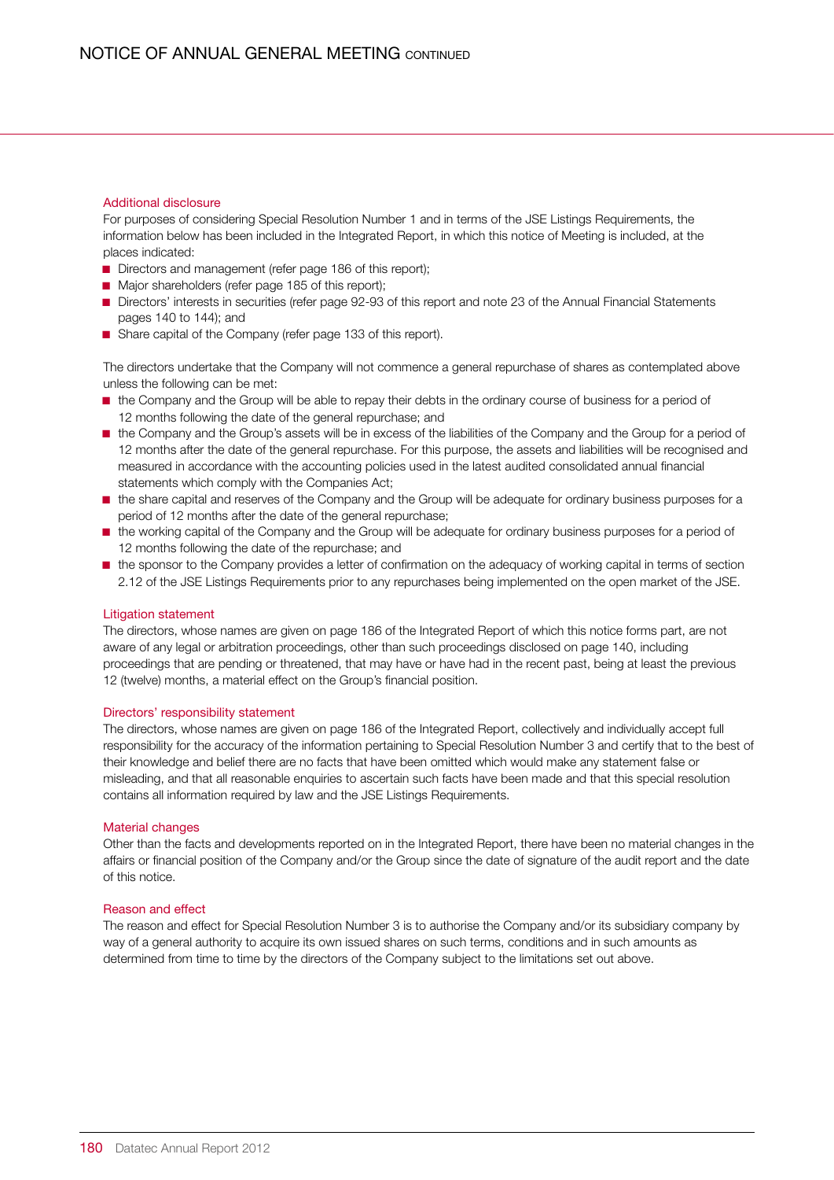### Additional disclosure

For purposes of considering Special Resolution Number 1 and in terms of the JSE Listings Requirements, the information below has been included in the Integrated Report, in which this notice of Meeting is included, at the places indicated:

- Directors and management (refer page 186 of this report);
- Major shareholders (refer page 185 of this report);
- Directors' interests in securities (refer page 92-93 of this report and note 23 of the Annual Financial Statements pages 140 to 144); and
- Share capital of the Company (refer page 133 of this report).

The directors undertake that the Company will not commence a general repurchase of shares as contemplated above unless the following can be met:

- the Company and the Group will be able to repay their debts in the ordinary course of business for a period of 12 months following the date of the general repurchase; and
- the Company and the Group's assets will be in excess of the liabilities of the Company and the Group for a period of 12 months after the date of the general repurchase. For this purpose, the assets and liabilities will be recognised and measured in accordance with the accounting policies used in the latest audited consolidated annual financial statements which comply with the Companies Act;
- the share capital and reserves of the Company and the Group will be adequate for ordinary business purposes for a period of 12 months after the date of the general repurchase;
- the working capital of the Company and the Group will be adequate for ordinary business purposes for a period of 12 months following the date of the repurchase; and
- the sponsor to the Company provides a letter of confirmation on the adequacy of working capital in terms of section 2.12 of the JSE Listings Requirements prior to any repurchases being implemented on the open market of the JSE.

### Litigation statement

The directors, whose names are given on page 186 of the Integrated Report of which this notice forms part, are not aware of any legal or arbitration proceedings, other than such proceedings disclosed on page 140, including proceedings that are pending or threatened, that may have or have had in the recent past, being at least the previous 12 (twelve) months, a material effect on the Group's financial position.

### Directors' responsibility statement

The directors, whose names are given on page 186 of the Integrated Report, collectively and individually accept full responsibility for the accuracy of the information pertaining to Special Resolution Number 3 and certify that to the best of their knowledge and belief there are no facts that have been omitted which would make any statement false or misleading, and that all reasonable enquiries to ascertain such facts have been made and that this special resolution contains all information required by law and the JSE Listings Requirements.

### Material changes

Other than the facts and developments reported on in the Integrated Report, there have been no material changes in the affairs or financial position of the Company and/or the Group since the date of signature of the audit report and the date of this notice.

### Reason and effect

The reason and effect for Special Resolution Number 3 is to authorise the Company and/or its subsidiary company by way of a general authority to acquire its own issued shares on such terms, conditions and in such amounts as determined from time to time by the directors of the Company subject to the limitations set out above.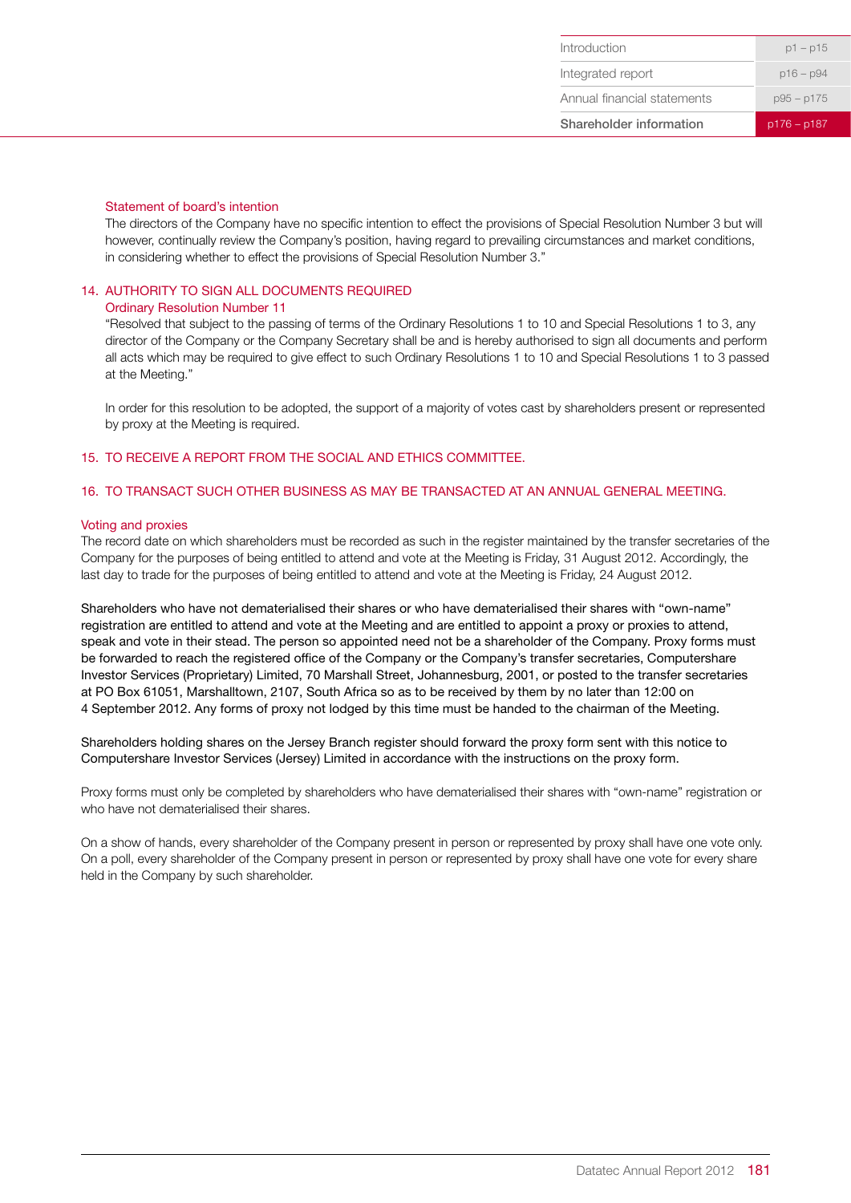#### Statement of board's intention

The directors of the Company have no specific intention to effect the provisions of Special Resolution Number 3 but will however, continually review the Company's position, having regard to prevailing circumstances and market conditions, in considering whether to effect the provisions of Special Resolution Number 3."

## 14. AUTHORITY TO SIGN ALL DOCUMENTS REQUIRED

#### Ordinary Resolution Number 11

"Resolved that subject to the passing of terms of the Ordinary Resolutions 1 to 10 and Special Resolutions 1 to 3, any director of the Company or the Company Secretary shall be and is hereby authorised to sign all documents and perform all acts which may be required to give effect to such Ordinary Resolutions 1 to 10 and Special Resolutions 1 to 3 passed at the Meeting."

In order for this resolution to be adopted, the support of a majority of votes cast by shareholders present or represented by proxy at the Meeting is required.

## 15. TO RECEIVE A REPORT FROM THE SOCIAL AND ETHICS COMMITTEE.

## 16. TO TRANSACT SUCH OTHER BUSINESS AS MAY BE TRANSACTED AT AN ANNUAL GENERAL MEETING.

#### Voting and proxies

The record date on which shareholders must be recorded as such in the register maintained by the transfer secretaries of the Company for the purposes of being entitled to attend and vote at the Meeting is Friday, 31 August 2012. Accordingly, the last day to trade for the purposes of being entitled to attend and vote at the Meeting is Friday, 24 August 2012.

**Shareholders who have not dematerialised their shares or who have dematerialised their shares with "own-name" registration are entitled to attend and vote at the Meeting and are entitled to appoint a proxy or proxies to attend, speak and vote in their stead. The person so appointed need not be a shareholder of the Company. Proxy forms must be forwarded to reach the registered office of the Company or the Company's transfer secretaries, Computershare Investor Services (Proprietary) Limited, 70 Marshall Street, Johannesburg, 2001, or posted to the transfer secretaries at PO Box 61051, Marshalltown, 2107, South Africa so as to be received by them by no later than 12:00 on 4 September 2012. Any forms of proxy not lodged by this time must be handed to the chairman of the Meeting.**

**Shareholders holding shares on the Jersey Branch register should forward the proxy form sent with this notice to Computershare Investor Services (Jersey) Limited in accordance with the instructions on the proxy form.**

Proxy forms must only be completed by shareholders who have dematerialised their shares with "own-name" registration or who have not dematerialised their shares.

On a show of hands, every shareholder of the Company present in person or represented by proxy shall have one vote only. On a poll, every shareholder of the Company present in person or represented by proxy shall have one vote for every share held in the Company by such shareholder.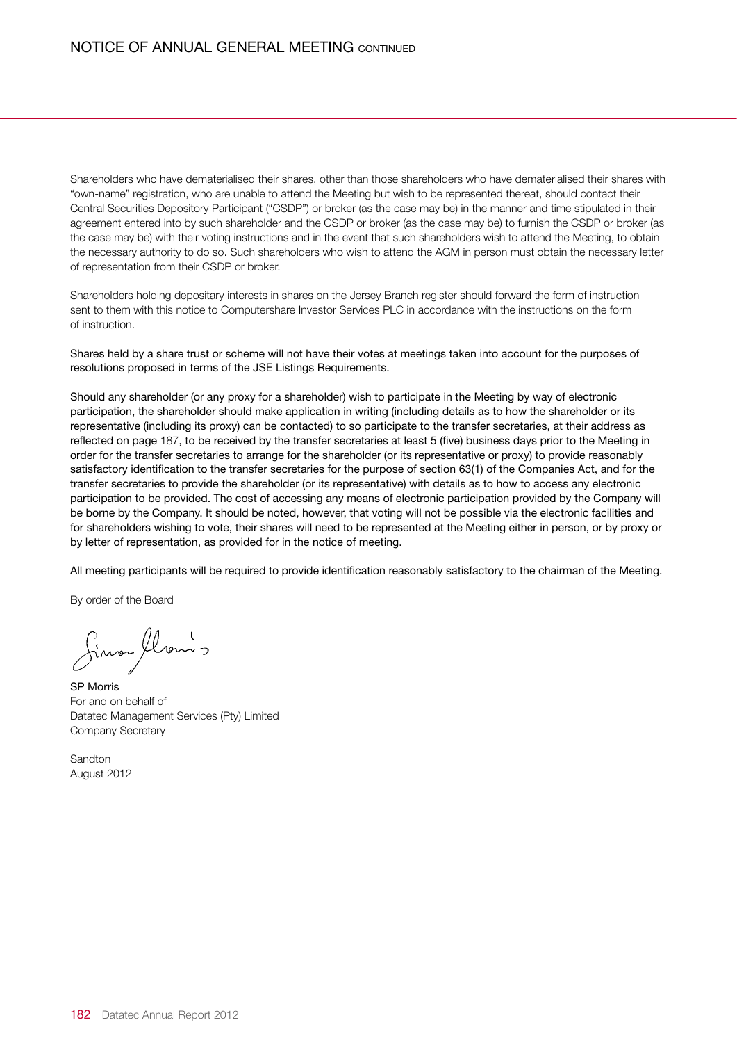Shareholders who have dematerialised their shares, other than those shareholders who have dematerialised their shares with "own-name" registration, who are unable to attend the Meeting but wish to be represented thereat, should contact their Central Securities Depository Participant ("CSDP") or broker (as the case may be) in the manner and time stipulated in their agreement entered into by such shareholder and the CSDP or broker (as the case may be) to furnish the CSDP or broker (as the case may be) with their voting instructions and in the event that such shareholders wish to attend the Meeting, to obtain the necessary authority to do so. Such shareholders who wish to attend the AGM in person must obtain the necessary letter of representation from their CSDP or broker.

Shareholders holding depositary interests in shares on the Jersey Branch register should forward the form of instruction sent to them with this notice to Computershare Investor Services PLC in accordance with the instructions on the form of instruction.

Shares held by a share trust or scheme will not have their votes at meetings taken into account for the purposes of resolutions proposed in terms of the JSE Listings Requirements.

Should any shareholder (or any proxy for a shareholder) wish to participate in the Meeting by way of electronic participation, the shareholder should make application in writing (including details as to how the shareholder or its representative (including its proxy) can be contacted) to so participate to the transfer secretaries, at their address as reflected on page 187, to be received by the transfer secretaries at least 5 (five) business days prior to the Meeting in order for the transfer secretaries to arrange for the shareholder (or its representative or proxy) to provide reasonably satisfactory identification to the transfer secretaries for the purpose of section 63(1) of the Companies Act, and for the transfer secretaries to provide the shareholder (or its representative) with details as to how to access any electronic participation to be provided. The cost of accessing any means of electronic participation provided by the Company will be borne by the Company. It should be noted, however, that voting will not be possible via the electronic facilities and for shareholders wishing to vote, their shares will need to be represented at the Meeting either in person, or by proxy or by letter of representation, as provided for in the notice of meeting.

All meeting participants will be required to provide identification reasonably satisfactory to the chairman of the Meeting.

By order of the Board

SP Morris
For and on behalf of
Datatec Management Services (Pty) Limited
Company Secretary

Sandton
August 2012